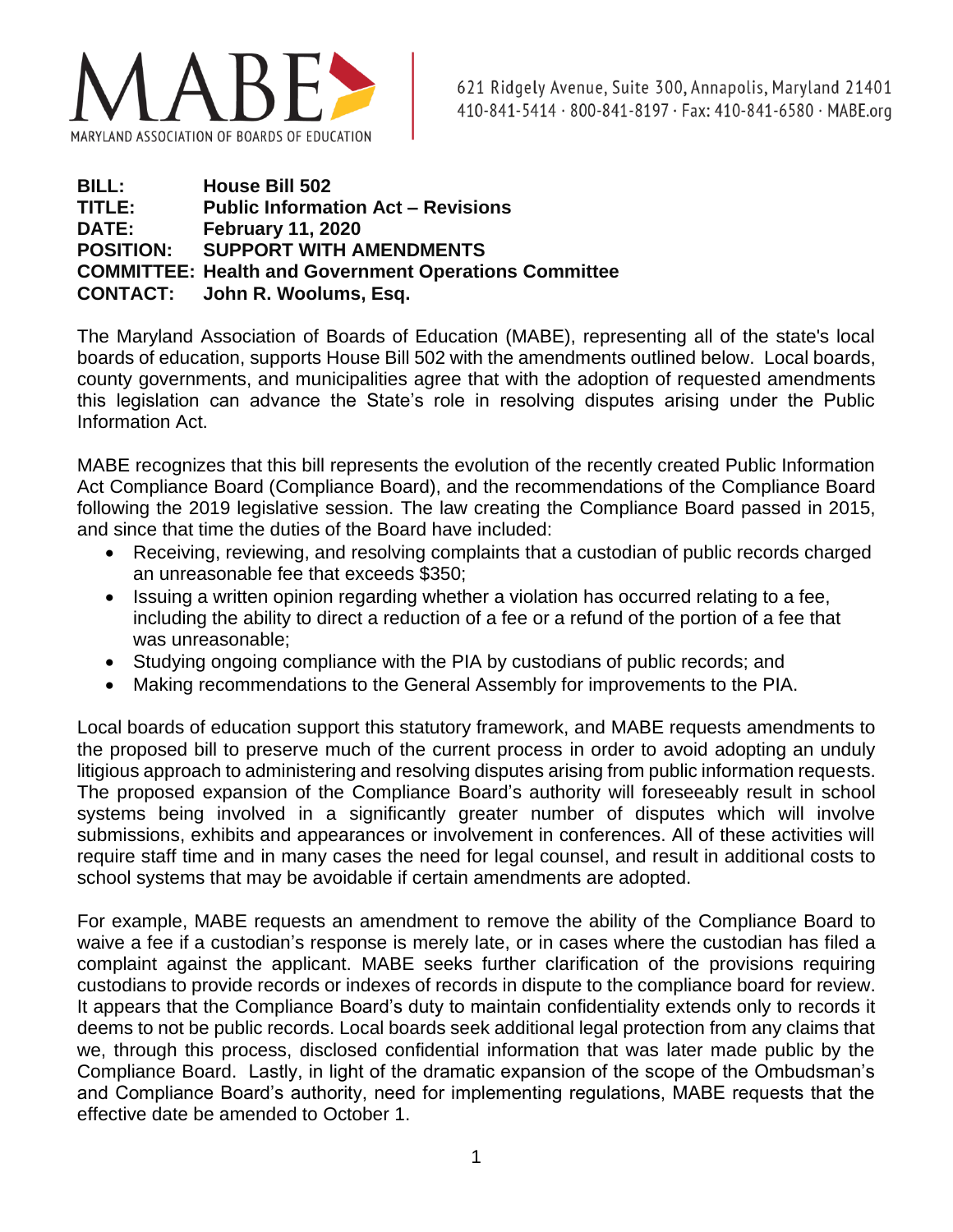MARYLAND ASSOCIATION OF BOARDS OF EDUCATION

621 Ridgely Avenue, Suite 300, Annapolis, Maryland 21401
410-841-5414 · 800-841-8197 · Fax: 410-841-6580 · MABE.org

**BILL:** House Bill 502
**TITLE:** Public Information Act – Revisions
**DATE:** February 11, 2020
**POSITION:** SUPPORT WITH AMENDMENTS
**COMMITTEE:** Health and Government Operations Committee
**CONTACT:** John R. Woolums, Esq.

The Maryland Association of Boards of Education (MABE), representing all of the state's local boards of education, supports House Bill 502 with the amendments outlined below. Local boards, county governments, and municipalities agree that with the adoption of requested amendments this legislation can advance the State's role in resolving disputes arising under the Public Information Act.

MABE recognizes that this bill represents the evolution of the recently created Public Information Act Compliance Board (Compliance Board), and the recommendations of the Compliance Board following the 2019 legislative session. The law creating the Compliance Board passed in 2015, and since that time the duties of the Board have included:

- Receiving, reviewing, and resolving complaints that a custodian of public records charged an unreasonable fee that exceeds $350;
- Issuing a written opinion regarding whether a violation has occurred relating to a fee, including the ability to direct a reduction of a fee or a refund of the portion of a fee that was unreasonable;
- Studying ongoing compliance with the PIA by custodians of public records; and
- Making recommendations to the General Assembly for improvements to the PIA.

Local boards of education support this statutory framework, and MABE requests amendments to the proposed bill to preserve much of the current process in order to avoid adopting an unduly litigious approach to administering and resolving disputes arising from public information requests. The proposed expansion of the Compliance Board's authority will foreseeably result in school systems being involved in a significantly greater number of disputes which will involve submissions, exhibits and appearances or involvement in conferences. All of these activities will require staff time and in many cases the need for legal counsel, and result in additional costs to school systems that may be avoidable if certain amendments are adopted.

For example, MABE requests an amendment to remove the ability of the Compliance Board to waive a fee if a custodian's response is merely late, or in cases where the custodian has filed a complaint against the applicant. MABE seeks further clarification of the provisions requiring custodians to provide records or indexes of records in dispute to the compliance board for review. It appears that the Compliance Board's duty to maintain confidentiality extends only to records it deems to not be public records. Local boards seek additional legal protection from any claims that we, through this process, disclosed confidential information that was later made public by the Compliance Board. Lastly, in light of the dramatic expansion of the scope of the Ombudsman's and Compliance Board's authority, need for implementing regulations, MABE requests that the effective date be amended to October 1.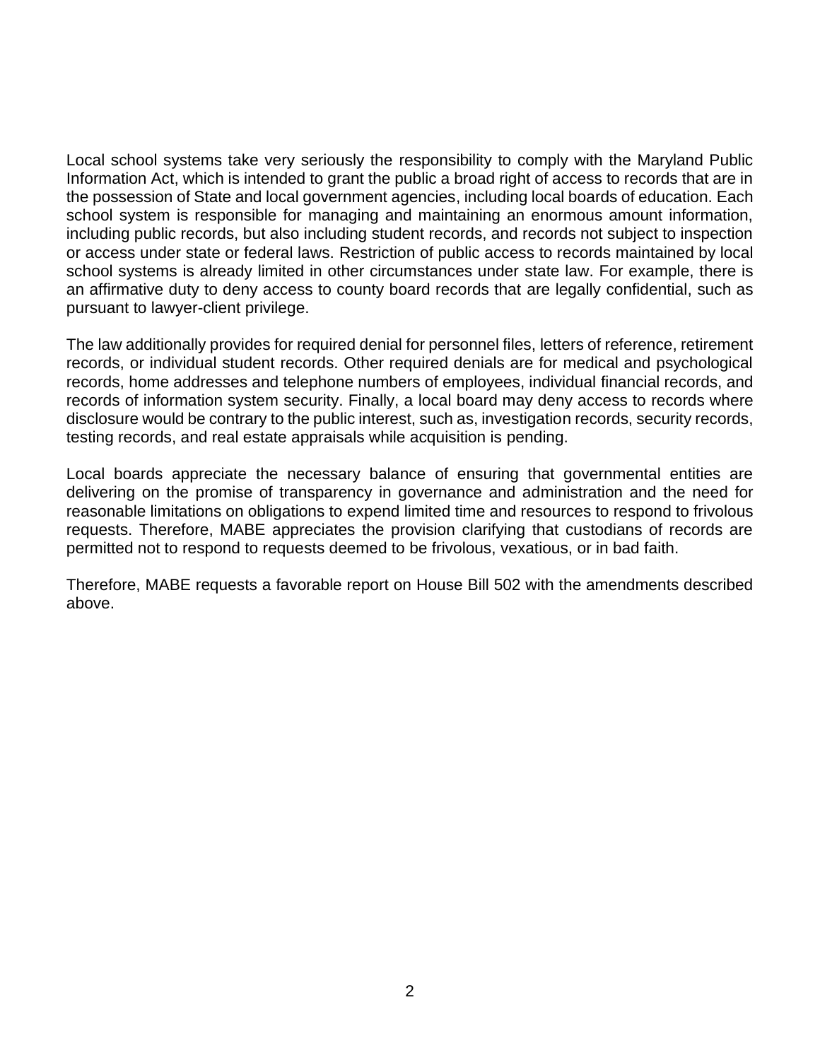Local school systems take very seriously the responsibility to comply with the Maryland Public Information Act, which is intended to grant the public a broad right of access to records that are in the possession of State and local government agencies, including local boards of education. Each school system is responsible for managing and maintaining an enormous amount information, including public records, but also including student records, and records not subject to inspection or access under state or federal laws. Restriction of public access to records maintained by local school systems is already limited in other circumstances under state law. For example, there is an affirmative duty to deny access to county board records that are legally confidential, such as pursuant to lawyer-client privilege.

The law additionally provides for required denial for personnel files, letters of reference, retirement records, or individual student records. Other required denials are for medical and psychological records, home addresses and telephone numbers of employees, individual financial records, and records of information system security. Finally, a local board may deny access to records where disclosure would be contrary to the public interest, such as, investigation records, security records, testing records, and real estate appraisals while acquisition is pending.

Local boards appreciate the necessary balance of ensuring that governmental entities are delivering on the promise of transparency in governance and administration and the need for reasonable limitations on obligations to expend limited time and resources to respond to frivolous requests. Therefore, MABE appreciates the provision clarifying that custodians of records are permitted not to respond to requests deemed to be frivolous, vexatious, or in bad faith.

Therefore, MABE requests a favorable report on House Bill 502 with the amendments described above.